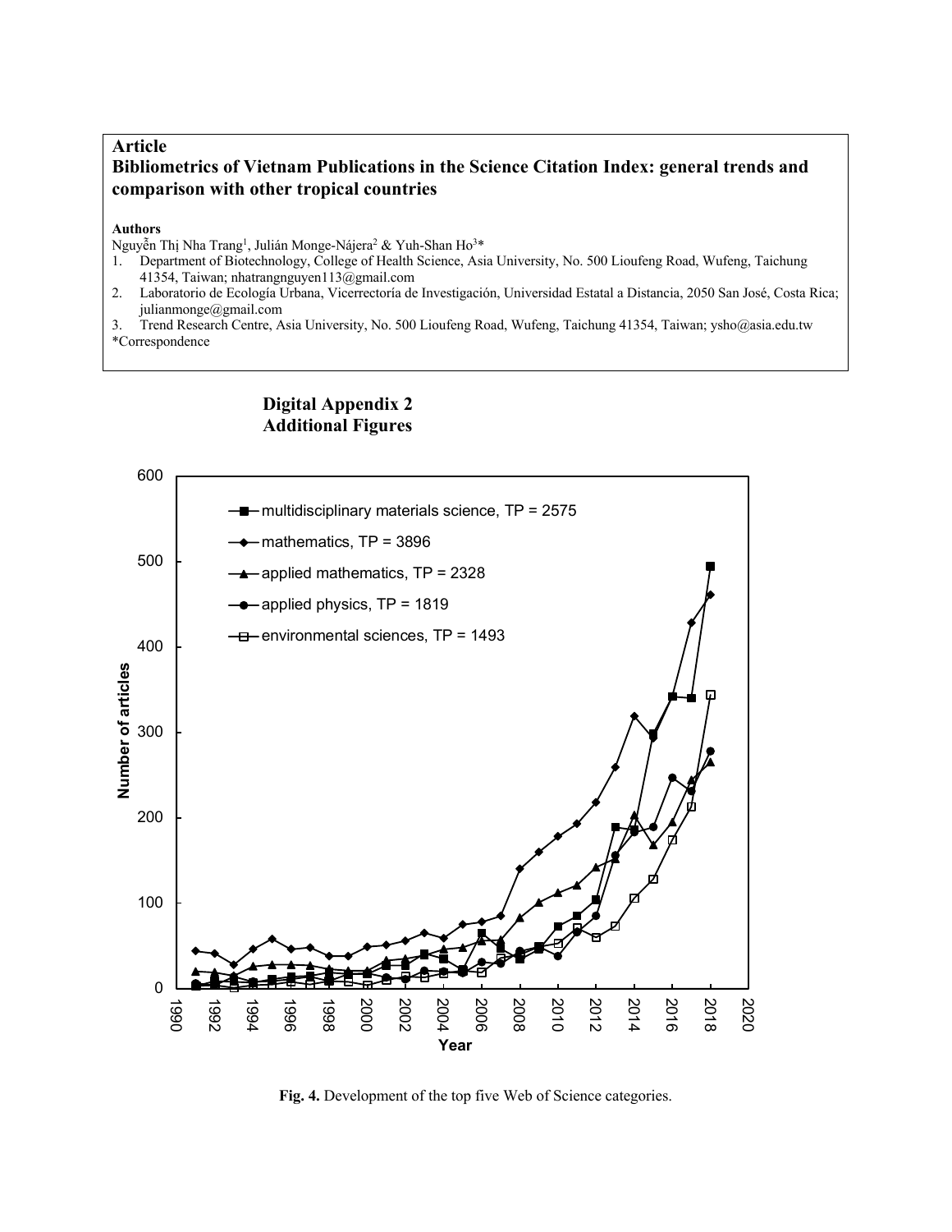**Article**

# Bibliometrics of Vietnam Publications in the Science Citation Index: general trends and comparison with other tropical countries

**Authors**

Nguyễn Thị Nha Trang[1], Julián Monge-Nájera[2] & Yuh-Shan Ho[3]*

1. Department of Biotechnology, College of Health Science, Asia University, No. 500 Lioufeng Road, Wufeng, Taichung 41354, Taiwan; nhatrangnguyen113@gmail.com
2. Laboratorio de Ecología Urbana, Vicerrectoría de Investigación, Universidad Estatal a Distancia, 2050 San José, Costa Rica; julianmonge@gmail.com
3. Trend Research Centre, Asia University, No. 500 Lioufeng Road, Wufeng, Taichung 41354, Taiwan; ysho@asia.edu.tw

*Correspondence

## Digital Appendix 2
## Additional Figures

**Fig. 4.** Development of the top five Web of Science categories.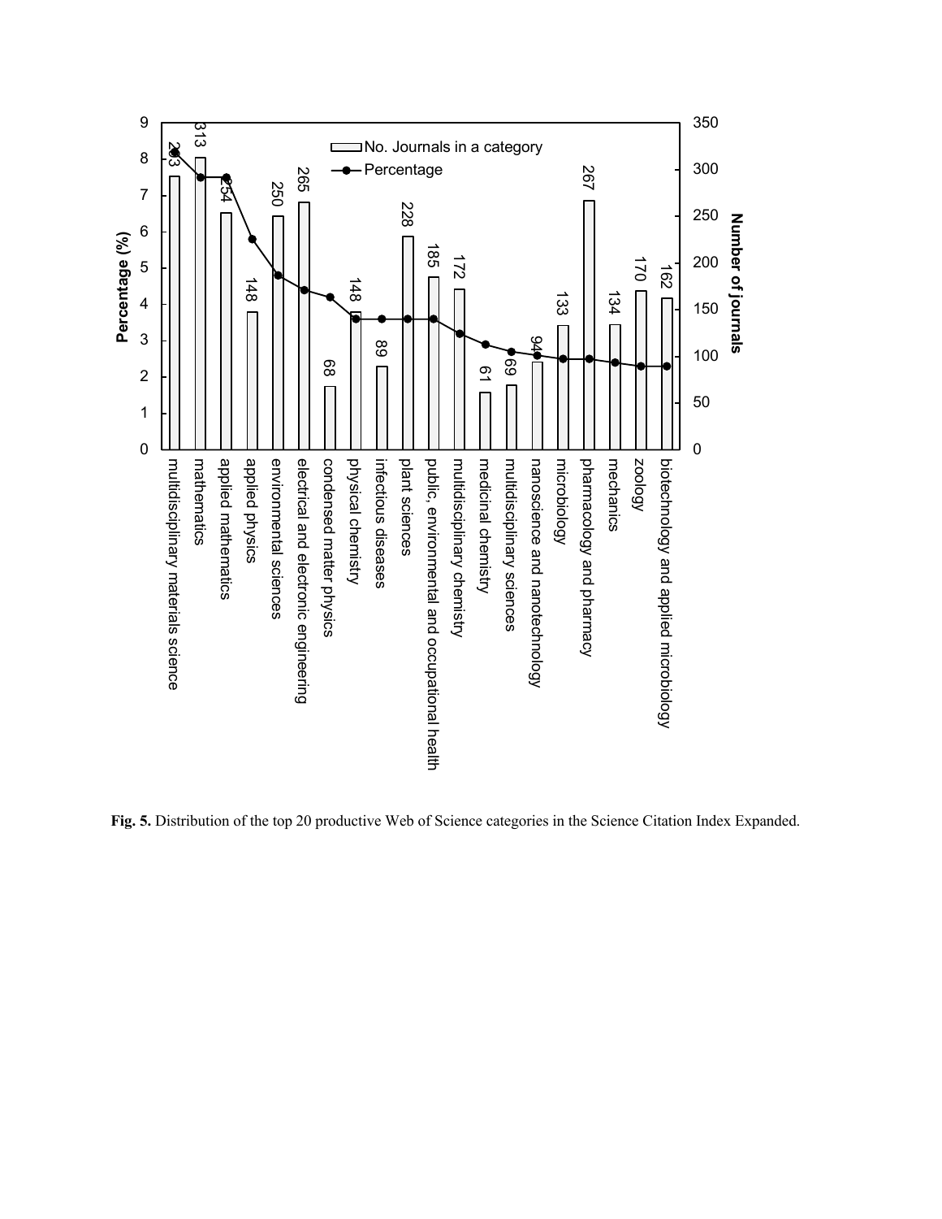**Fig. 5.** Distribution of the top 20 productive Web of Science categories in the Science Citation Index Expanded.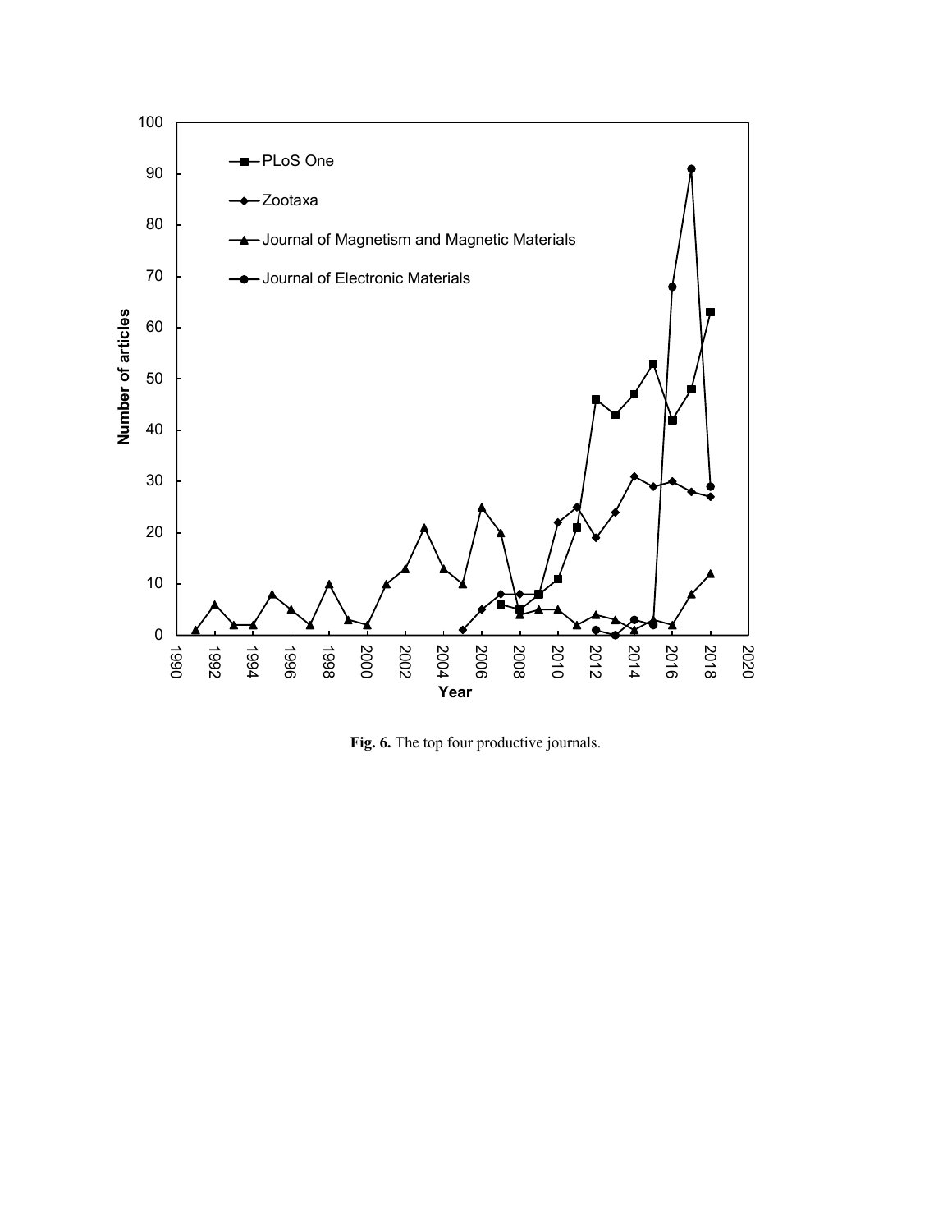Fig. 6. The top four productive journals.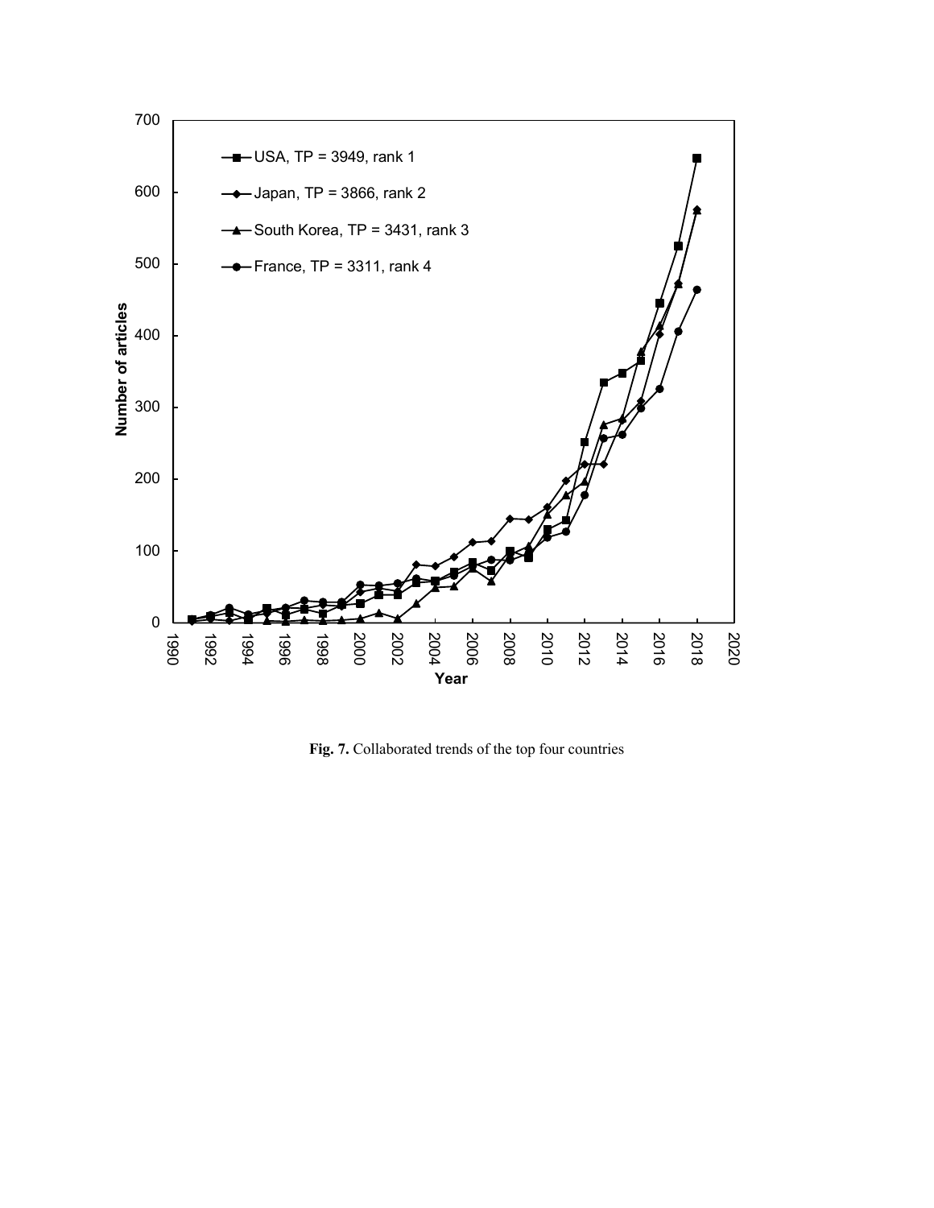700
600
500
400
300
200
100
0

Number of articles

USA, TP = 3949, rank 1

Japan, TP = 3866, rank 2

South Korea, TP = 3431, rank 3

France, TP = 3311, rank 4

1990
1992
1994
1996
1998
2000
2002
2004
2006
2008
2010
2012
2014
2016
2018
2020

Year

**Fig. 7.** Collaborated trends of the top four countries